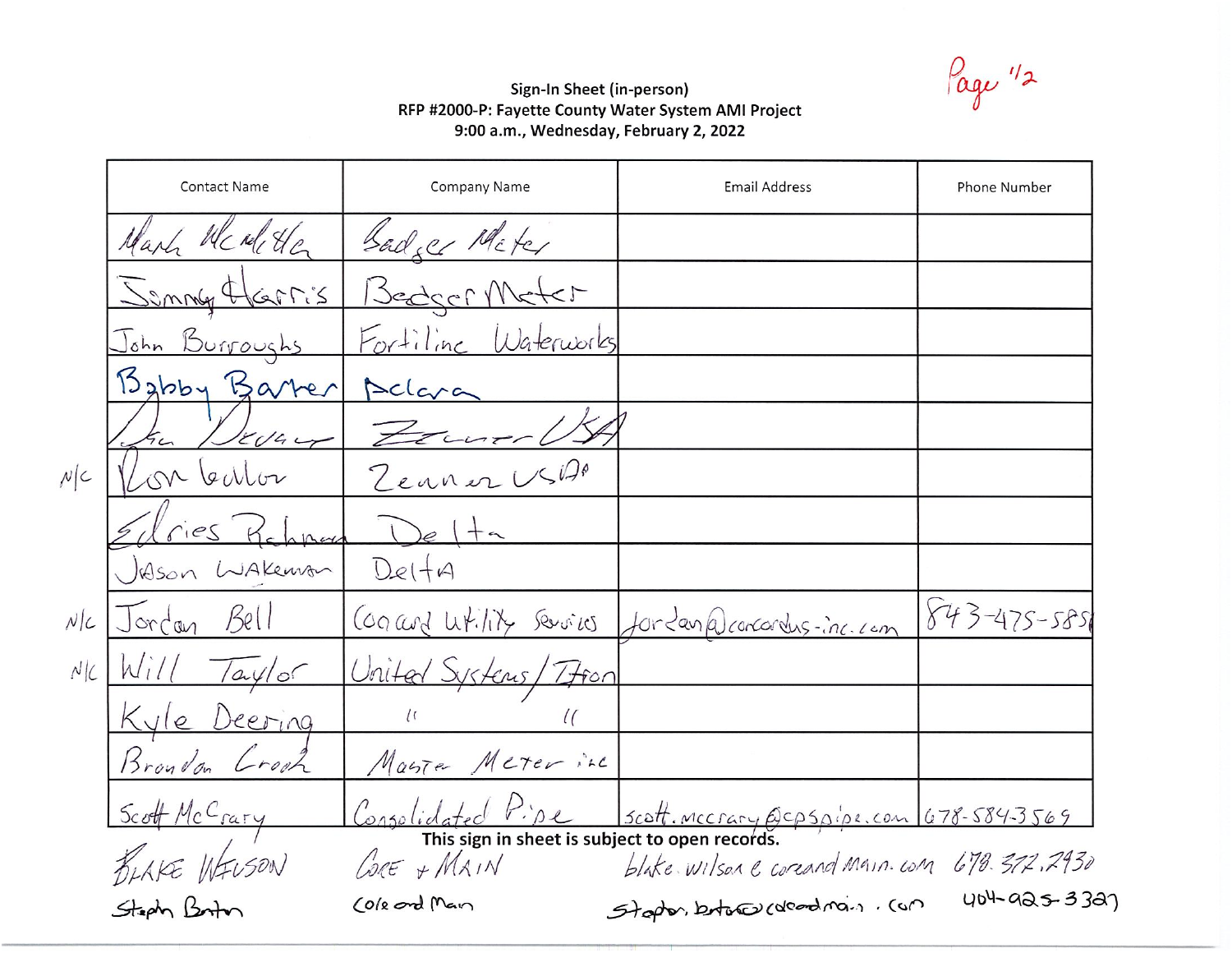Page 1/2

**Sign-In Sheet (in-person)**
**RFP #2000-P: Fayette County Water System AMI Project**
**9:00 a.m., Wednesday, February 2, 2022**

| | Contact Name | Company Name | Email Address | Phone Number |
|---|---|---|---|---|
| | Mark McArdle | Badger Meter | | |
| | Jimmy Harris | Badger Meter | | |
| | John Burroughs | Fortiline Waterworks | | |
| | Bobby Barker | Aclara | | |
| | Dan Dewar | Zenner USA | | |
| N/C | Ron Weller | Zenner USA | | |
| | Edries Rahman | Delta | | |
| | Jason Wakeman | Delta | | |
| N/C | Jordan Bell | Concord Utility Services | jordan@concordus-inc.com | 843-475-585 |
| N/C | Will Taylor | United Systems/Itron | | |
| | Kyle Deering | " " | | |
| | Brandon Crook | Master Meter inc | | |
| | Scott McCrary | Consolidated Pipe | scott.mccrary@cpspipe.com | 678-584-3569 |
| | BLAKE WILSON | CORE + MAIN | blake.wilson@coreandmain.com | 678.372.2930 |
| | Stephen Barton | Core and Main | stephen.barton@coreandmain.com | 404-925-3327 |

This sign in sheet is subject to open records.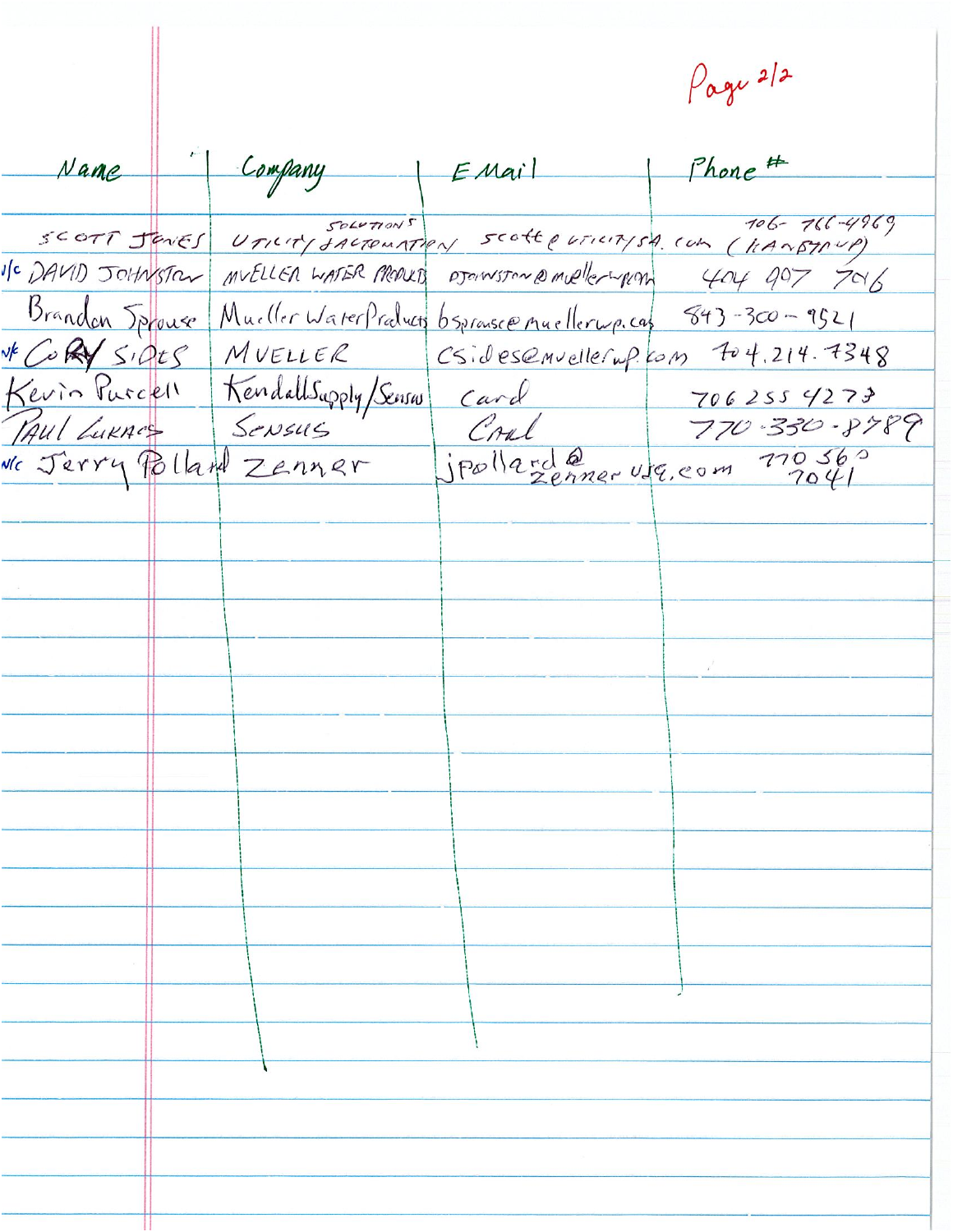Page 2/2

| Name | Company | E Mail | Phone # |
|---|---|---|---|
| SCOTT JONES | UTILITY SOLUTIONS AUTOMATION | scott@utilitysa.com | 706-766-4969 (KANBYNUP) |
| v/c DAVID JOHNSTON | MUELLER WATER PRODUCTS | DJOHNSTON@muellerwp.com | 404 907 7016 |
| Brandon Sprouse | Mueller Water Products | bsprouse@muellerwp.com | 843-300-9521 |
| v/c CORY SIDES | MUELLER | csides@muellerwp.com | 704.214.7348 |
| Kevin Purcell | Kendall Supply/Sensus | Card | 706 255 4273 |
| PAUL LUKACS | SENSUS | Card | 770-330-8789 |
| v/c Jerry Pollard | Zenner | jpollard@zenner usa.com | 770 560 7041 |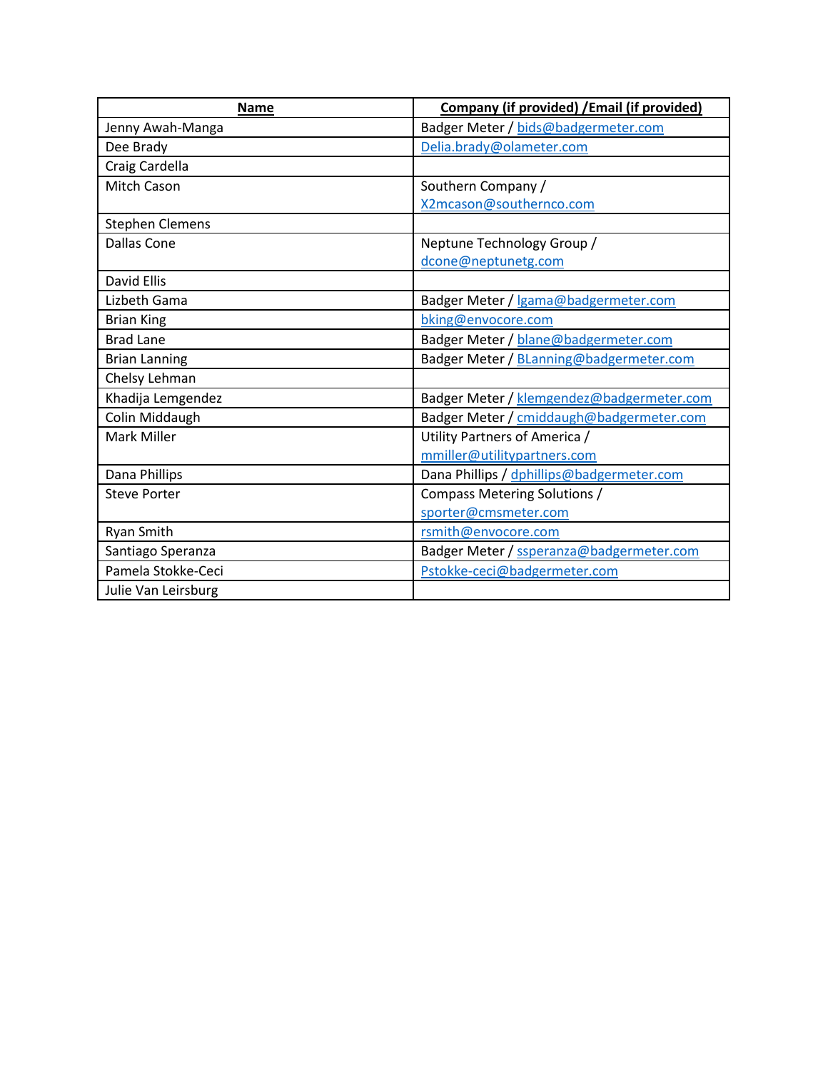| Name | Company (if provided) /Email (if provided) |
|---|---|
| Jenny Awah-Manga | Badger Meter / bids@badgermeter.com |
| Dee Brady | Delia.brady@olameter.com |
| Craig Cardella | |
| Mitch Cason | Southern Company / X2mcason@southernco.com |
| Stephen Clemens | |
| Dallas Cone | Neptune Technology Group / dcone@neptunetg.com |
| David Ellis | |
| Lizbeth Gama | Badger Meter / lgama@badgermeter.com |
| Brian King | bking@envocore.com |
| Brad Lane | Badger Meter / blane@badgermeter.com |
| Brian Lanning | Badger Meter / BLanning@badgermeter.com |
| Chelsy Lehman | |
| Khadija Lemgendez | Badger Meter / klemgendez@badgermeter.com |
| Colin Middaugh | Badger Meter / cmiddaugh@badgermeter.com |
| Mark Miller | Utility Partners of America / mmiller@utilitypartners.com |
| Dana Phillips | Dana Phillips / dphillips@badgermeter.com |
| Steve Porter | Compass Metering Solutions / sporter@cmsmeter.com |
| Ryan Smith | rsmith@envocore.com |
| Santiago Speranza | Badger Meter / ssperanza@badgermeter.com |
| Pamela Stokke-Ceci | Pstokke-ceci@badgermeter.com |
| Julie Van Leirsburg | |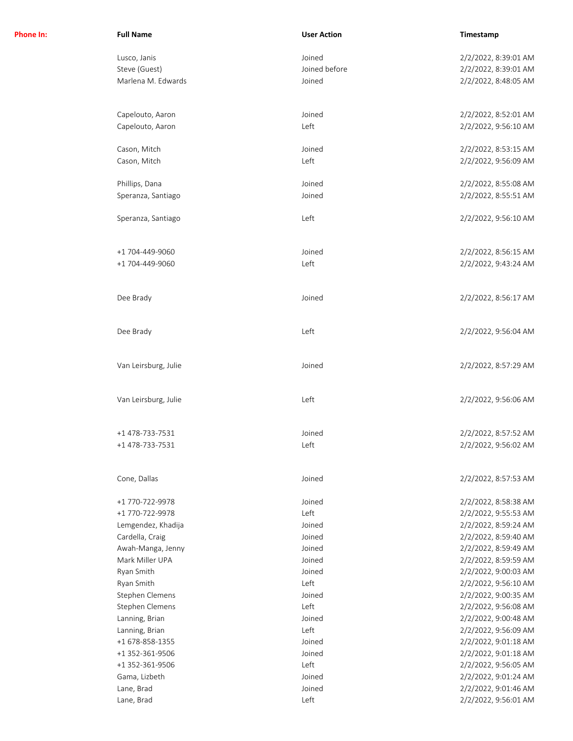| Phone In: | Full Name | User Action | Timestamp |
|---|---|---|---|
| | Lusco, Janis | Joined | 2/2/2022, 8:39:01 AM |
| | Steve (Guest) | Joined before | 2/2/2022, 8:39:01 AM |
| | Marlena M. Edwards | Joined | 2/2/2022, 8:48:05 AM |
| | Capelouto, Aaron | Joined | 2/2/2022, 8:52:01 AM |
| | Capelouto, Aaron | Left | 2/2/2022, 9:56:10 AM |
| | Cason, Mitch | Joined | 2/2/2022, 8:53:15 AM |
| | Cason, Mitch | Left | 2/2/2022, 9:56:09 AM |
| | Phillips, Dana | Joined | 2/2/2022, 8:55:08 AM |
| | Speranza, Santiago | Joined | 2/2/2022, 8:55:51 AM |
| | Speranza, Santiago | Left | 2/2/2022, 9:56:10 AM |
| | +1 704-449-9060 | Joined | 2/2/2022, 8:56:15 AM |
| | +1 704-449-9060 | Left | 2/2/2022, 9:43:24 AM |
| | Dee Brady | Joined | 2/2/2022, 8:56:17 AM |
| | Dee Brady | Left | 2/2/2022, 9:56:04 AM |
| | Van Leirsburg, Julie | Joined | 2/2/2022, 8:57:29 AM |
| | Van Leirsburg, Julie | Left | 2/2/2022, 9:56:06 AM |
| | +1 478-733-7531 | Joined | 2/2/2022, 8:57:52 AM |
| | +1 478-733-7531 | Left | 2/2/2022, 9:56:02 AM |
| | Cone, Dallas | Joined | 2/2/2022, 8:57:53 AM |
| | +1 770-722-9978 | Joined | 2/2/2022, 8:58:38 AM |
| | +1 770-722-9978 | Left | 2/2/2022, 9:55:53 AM |
| | Lemgendez, Khadija | Joined | 2/2/2022, 8:59:24 AM |
| | Cardella, Craig | Joined | 2/2/2022, 8:59:40 AM |
| | Awah-Manga, Jenny | Joined | 2/2/2022, 8:59:49 AM |
| | Mark Miller UPA | Joined | 2/2/2022, 8:59:59 AM |
| | Ryan Smith | Joined | 2/2/2022, 9:00:03 AM |
| | Ryan Smith | Left | 2/2/2022, 9:56:10 AM |
| | Stephen Clemens | Joined | 2/2/2022, 9:00:35 AM |
| | Stephen Clemens | Left | 2/2/2022, 9:56:08 AM |
| | Lanning, Brian | Joined | 2/2/2022, 9:00:48 AM |
| | Lanning, Brian | Left | 2/2/2022, 9:56:09 AM |
| | +1 678-858-1355 | Joined | 2/2/2022, 9:01:18 AM |
| | +1 352-361-9506 | Joined | 2/2/2022, 9:01:18 AM |
| | +1 352-361-9506 | Left | 2/2/2022, 9:56:05 AM |
| | Gama, Lizbeth | Joined | 2/2/2022, 9:01:24 AM |
| | Lane, Brad | Joined | 2/2/2022, 9:01:46 AM |
| | Lane, Brad | Left | 2/2/2022, 9:56:01 AM |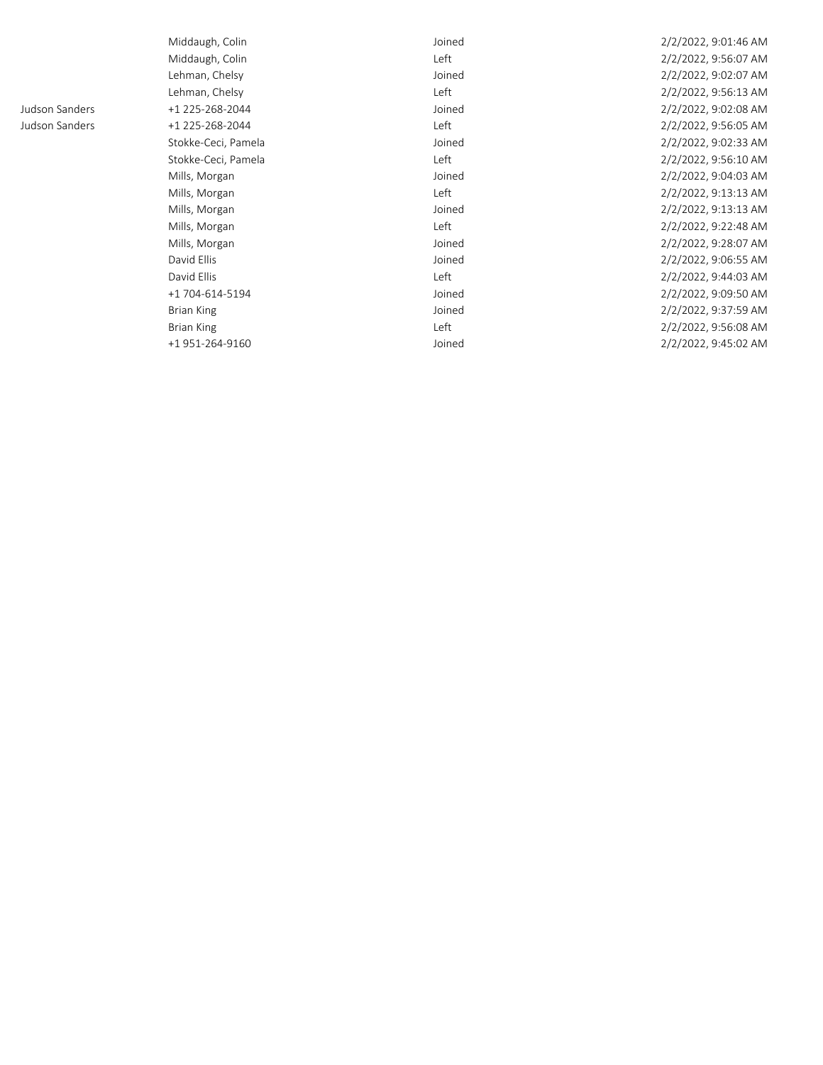| | | | |
|---|---|---|---|
| | Middaugh, Colin | Joined | 2/2/2022, 9:01:46 AM |
| | Middaugh, Colin | Left | 2/2/2022, 9:56:07 AM |
| | Lehman, Chelsy | Joined | 2/2/2022, 9:02:07 AM |
| | Lehman, Chelsy | Left | 2/2/2022, 9:56:13 AM |
| Judson Sanders | +1 225-268-2044 | Joined | 2/2/2022, 9:02:08 AM |
| Judson Sanders | +1 225-268-2044 | Left | 2/2/2022, 9:56:05 AM |
| | Stokke-Ceci, Pamela | Joined | 2/2/2022, 9:02:33 AM |
| | Stokke-Ceci, Pamela | Left | 2/2/2022, 9:56:10 AM |
| | Mills, Morgan | Joined | 2/2/2022, 9:04:03 AM |
| | Mills, Morgan | Left | 2/2/2022, 9:13:13 AM |
| | Mills, Morgan | Joined | 2/2/2022, 9:13:13 AM |
| | Mills, Morgan | Left | 2/2/2022, 9:22:48 AM |
| | Mills, Morgan | Joined | 2/2/2022, 9:28:07 AM |
| | David Ellis | Joined | 2/2/2022, 9:06:55 AM |
| | David Ellis | Left | 2/2/2022, 9:44:03 AM |
| | +1 704-614-5194 | Joined | 2/2/2022, 9:09:50 AM |
| | Brian King | Joined | 2/2/2022, 9:37:59 AM |
| | Brian King | Left | 2/2/2022, 9:56:08 AM |
| | +1 951-264-9160 | Joined | 2/2/2022, 9:45:02 AM |